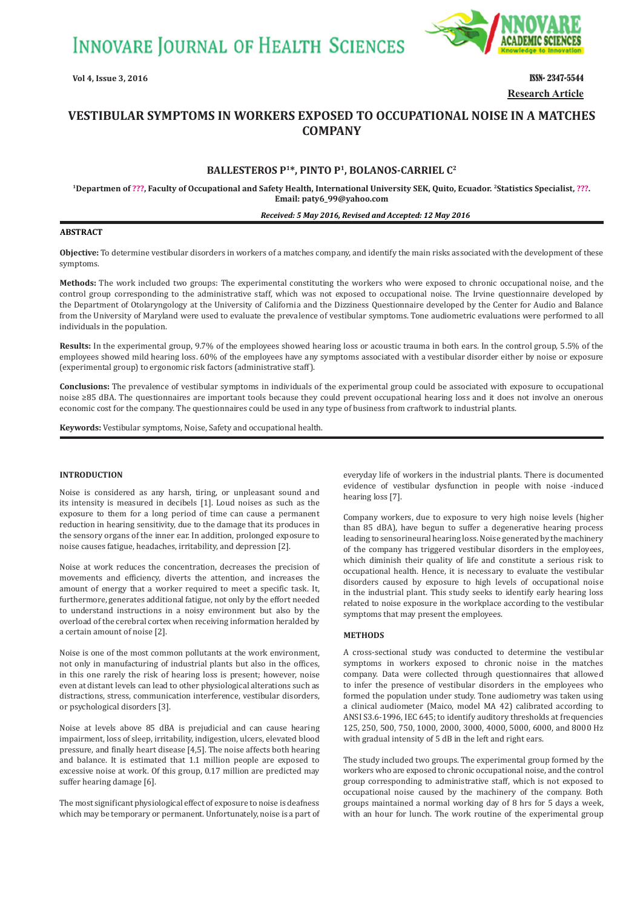# VESTIBULAR SYMPTOMS IN WORKERS EXPOSED TO OCCUPATIONAL NOISE IN A MATCHES COMPANY

**BALLESTEROS P[1]*, PINTO P[1], BOLANOS-CARRIEL C[2]**

[1]Departmen of ???, Faculty of Occupational and Safety Health, International University SEK, Quito, Ecuador. [2]Statistics Specialist, ???. Email: paty6_99@yahoo.com

*Received: 5 May 2016, Revised and Accepted: 12 May 2016*

## ABSTRACT

**Objective:** To determine vestibular disorders in workers of a matches company, and identify the main risks associated with the development of these symptoms.

**Methods:** The work included two groups: The experimental constituting the workers who were exposed to chronic occupational noise, and the control group corresponding to the administrative staff, which was not exposed to occupational noise. The Irvine questionnaire developed by the Department of Otolaryngology at the University of California and the Dizziness Questionnaire developed by the Center for Audio and Balance from the University of Maryland were used to evaluate the prevalence of vestibular symptoms. Tone audiometric evaluations were performed to all individuals in the population.

**Results:** In the experimental group, 9.7% of the employees showed hearing loss or acoustic trauma in both ears. In the control group, 5.5% of the employees showed mild hearing loss. 60% of the employees have any symptoms associated with a vestibular disorder either by noise or exposure (experimental group) to ergonomic risk factors (administrative staff).

**Conclusions:** The prevalence of vestibular symptoms in individuals of the experimental group could be associated with exposure to occupational noise ≥85 dBA. The questionnaires are important tools because they could prevent occupational hearing loss and it does not involve an onerous economic cost for the company. The questionnaires could be used in any type of business from craftwork to industrial plants.

**Keywords:** Vestibular symptoms, Noise, Safety and occupational health.

## INTRODUCTION

Noise is considered as any harsh, tiring, or unpleasant sound and its intensity is measured in decibels [1]. Loud noises as such as the exposure to them for a long period of time can cause a permanent reduction in hearing sensitivity, due to the damage that its produces in the sensory organs of the inner ear. In addition, prolonged exposure to noise causes fatigue, headaches, irritability, and depression [2].

Noise at work reduces the concentration, decreases the precision of movements and efficiency, diverts the attention, and increases the amount of energy that a worker required to meet a specific task. It, furthermore, generates additional fatigue, not only by the effort needed to understand instructions in a noisy environment but also by the overload of the cerebral cortex when receiving information heralded by a certain amount of noise [2].

Noise is one of the most common pollutants at the work environment, not only in manufacturing of industrial plants but also in the offices, in this one rarely the risk of hearing loss is present; however, noise even at distant levels can lead to other physiological alterations such as distractions, stress, communication interference, vestibular disorders, or psychological disorders [3].

Noise at levels above 85 dBA is prejudicial and can cause hearing impairment, loss of sleep, irritability, indigestion, ulcers, elevated blood pressure, and finally heart disease [4,5]. The noise affects both hearing and balance. It is estimated that 1.1 million people are exposed to excessive noise at work. Of this group, 0.17 million are predicted may suffer hearing damage [6].

The most significant physiological effect of exposure to noise is deafness which may be temporary or permanent. Unfortunately, noise is a part of everyday life of workers in the industrial plants. There is documented evidence of vestibular dysfunction in people with noise -induced hearing loss [7].

Company workers, due to exposure to very high noise levels (higher than 85 dBA), have begun to suffer a degenerative hearing process leading to sensorineural hearing loss. Noise generated by the machinery of the company has triggered vestibular disorders in the employees, which diminish their quality of life and constitute a serious risk to occupational health. Hence, it is necessary to evaluate the vestibular disorders caused by exposure to high levels of occupational noise in the industrial plant. This study seeks to identify early hearing loss related to noise exposure in the workplace according to the vestibular symptoms that may present the employees.

## METHODS

A cross-sectional study was conducted to determine the vestibular symptoms in workers exposed to chronic noise in the matches company. Data were collected through questionnaires that allowed to infer the presence of vestibular disorders in the employees who formed the population under study. Tone audiometry was taken using a clinical audiometer (Maico, model MA 42) calibrated according to ANSI S3.6-1996, IEC 645; to identify auditory thresholds at frequencies 125, 250, 500, 750, 1000, 2000, 3000, 4000, 5000, 6000, and 8000 Hz with gradual intensity of 5 dB in the left and right ears.

The study included two groups. The experimental group formed by the workers who are exposed to chronic occupational noise, and the control group corresponding to administrative staff, which is not exposed to occupational noise caused by the machinery of the company. Both groups maintained a normal working day of 8 hrs for 5 days a week, with an hour for lunch. The work routine of the experimental group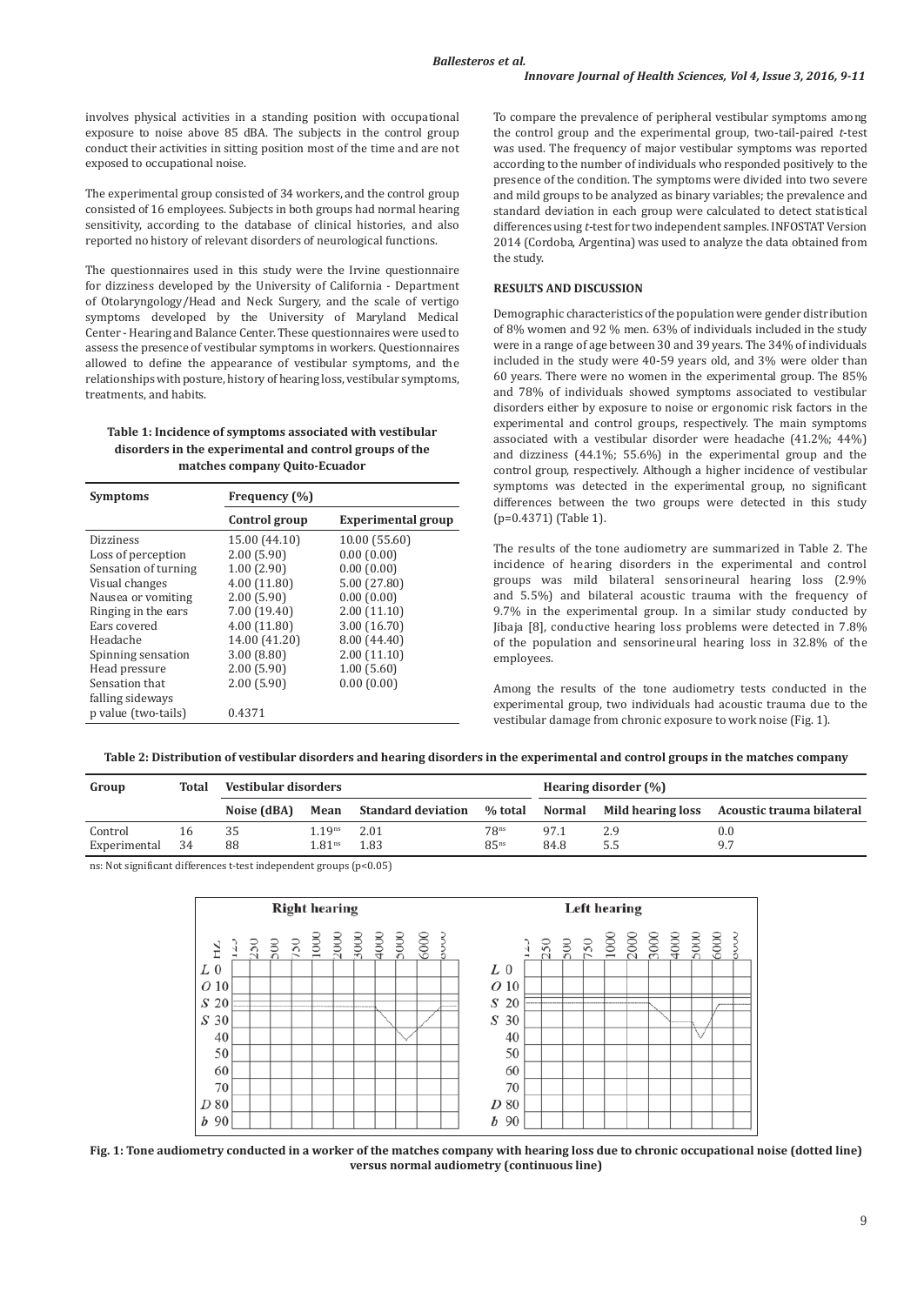involves physical activities in a standing position with occupational exposure to noise above 85 dBA. The subjects in the control group conduct their activities in sitting position most of the time and are not exposed to occupational noise.

The experimental group consisted of 34 workers, and the control group consisted of 16 employees. Subjects in both groups had normal hearing sensitivity, according to the database of clinical histories, and also reported no history of relevant disorders of neurological functions.

The questionnaires used in this study were the Irvine questionnaire for dizziness developed by the University of California - Department of Otolaryngology/Head and Neck Surgery, and the scale of vertigo symptoms developed by the University of Maryland Medical Center - Hearing and Balance Center. These questionnaires were used to assess the presence of vestibular symptoms in workers. Questionnaires allowed to define the appearance of vestibular symptoms, and the relationships with posture, history of hearing loss, vestibular symptoms, treatments, and habits.

**Table 1: Incidence of symptoms associated with vestibular disorders in the experimental and control groups of the matches company Quito-Ecuador**

| Symptoms | Frequency (%) | |
|---|---|---|
| | Control group | Experimental group |
| Dizziness | 15.00 (44.10) | 10.00 (55.60) |
| Loss of perception | 2.00 (5.90) | 0.00 (0.00) |
| Sensation of turning | 1.00 (2.90) | 0.00 (0.00) |
| Visual changes | 4.00 (11.80) | 5.00 (27.80) |
| Nausea or vomiting | 2.00 (5.90) | 0.00 (0.00) |
| Ringing in the ears | 7.00 (19.40) | 2.00 (11.10) |
| Ears covered | 4.00 (11.80) | 3.00 (16.70) |
| Headache | 14.00 (41.20) | 8.00 (44.40) |
| Spinning sensation | 3.00 (8.80) | 2.00 (11.10) |
| Head pressure | 2.00 (5.90) | 1.00 (5.60) |
| Sensation that falling sideways | 2.00 (5.90) | 0.00 (0.00) |
| p value (two-tails) | 0.4371 | |

To compare the prevalence of peripheral vestibular symptoms among the control group and the experimental group, two-tail-paired *t*-test was used. The frequency of major vestibular symptoms was reported according to the number of individuals who responded positively to the presence of the condition. The symptoms were divided into two severe and mild groups to be analyzed as binary variables; the prevalence and standard deviation in each group were calculated to detect statistical differences using *t*-test for two independent samples. INFOSTAT Version 2014 (Cordoba, Argentina) was used to analyze the data obtained from the study.

## RESULTS AND DISCUSSION

Demographic characteristics of the population were gender distribution of 8% women and 92 % men. 63% of individuals included in the study were in a range of age between 30 and 39 years. The 34% of individuals included in the study were 40-59 years old, and 3% were older than 60 years. There were no women in the experimental group. The 85% and 78% of individuals showed symptoms associated to vestibular disorders either by exposure to noise or ergonomic risk factors in the experimental and control groups, respectively. The main symptoms associated with a vestibular disorder were headache (41.2%; 44%) and dizziness (44.1%; 55.6%) in the experimental group and the control group, respectively. Although a higher incidence of vestibular symptoms was detected in the experimental group, no significant differences between the two groups were detected in this study (p=0.4371) (Table 1).

The results of the tone audiometry are summarized in Table 2. The incidence of hearing disorders in the experimental and control groups was mild bilateral sensorineural hearing loss (2.9% and 5.5%) and bilateral acoustic trauma with the frequency of 9.7% in the experimental group. In a similar study conducted by Jibaja [8], conductive hearing loss problems were detected in 7.8% of the population and sensorineural hearing loss in 32.8% of the employees.

Among the results of the tone audiometry tests conducted in the experimental group, two individuals had acoustic trauma due to the vestibular damage from chronic exposure to work noise (Fig. 1).

**Table 2: Distribution of vestibular disorders and hearing disorders in the experimental and control groups in the matches company**

| Group | Total | Vestibular disorders | | | | Hearing disorder (%) | | |
|---|---|---|---|---|---|---|---|---|
| | | Noise (dBA) | Mean | Standard deviation | % total | Normal | Mild hearing loss | Acoustic trauma bilateral |
| Control | 16 | 35 | 1.19ns | 2.01 | 78ns | 97.1 | 2.9 | 0.0 |
| Experimental | 34 | 88 | 1.81ns | 1.83 | 85ns | 84.8 | 5.5 | 9.7 |

ns: Not significant differences t-test independent groups (p<0.05)

**Fig. 1: Tone audiometry conducted in a worker of the matches company with hearing loss due to chronic occupational noise (dotted line) versus normal audiometry (continuous line)**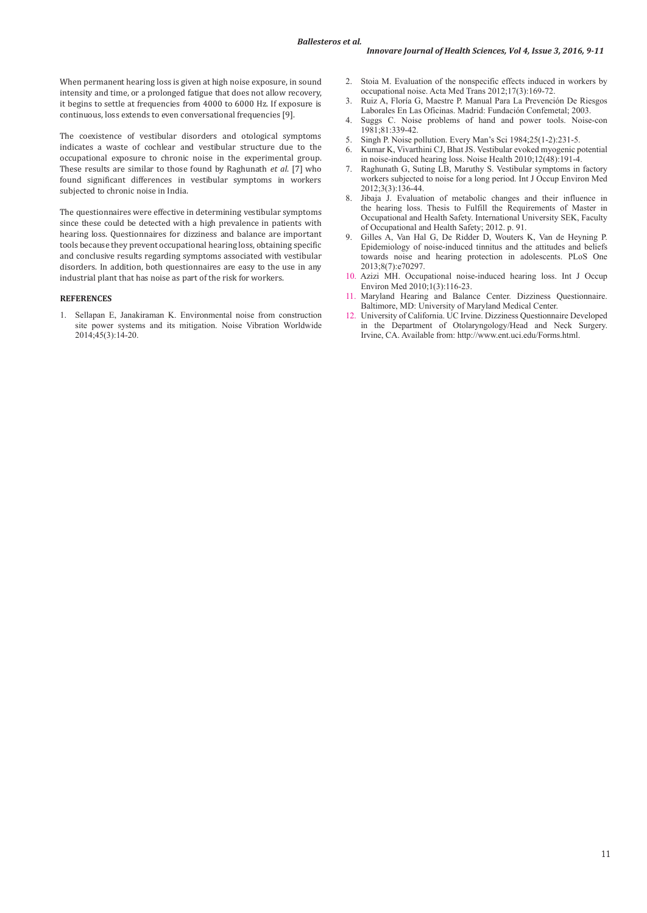When permanent hearing loss is given at high noise exposure, in sound intensity and time, or a prolonged fatigue that does not allow recovery, it begins to settle at frequencies from 4000 to 6000 Hz. If exposure is continuous, loss extends to even conversational frequencies [9].

The coexistence of vestibular disorders and otological symptoms indicates a waste of cochlear and vestibular structure due to the occupational exposure to chronic noise in the experimental group. These results are similar to those found by Raghunath *et al*. [7] who found significant differences in vestibular symptoms in workers subjected to chronic noise in India.

The questionnaires were effective in determining vestibular symptoms since these could be detected with a high prevalence in patients with hearing loss. Questionnaires for dizziness and balance are important tools because they prevent occupational hearing loss, obtaining specific and conclusive results regarding symptoms associated with vestibular disorders. In addition, both questionnaires are easy to the use in any industrial plant that has noise as part of the risk for workers.

## REFERENCES

1. Sellapan E, Janakiraman K. Environmental noise from construction site power systems and its mitigation. Noise Vibration Worldwide 2014;45(3):14-20.
2. Stoia M. Evaluation of the nonspecific effects induced in workers by occupational noise. Acta Med Trans 2012;17(3):169-72.
3. Ruiz A, Flořía G, Maestre P. Manual Para La Prevención De Riesgos Laborales En Las Oficinas. Madrid: Fundación Confemetal; 2003.
4. Suggs C. Noise problems of hand and power tools. Noise-con 1981;81:339-42.
5. Singh P. Noise pollution. Every Man's Sci 1984;25(1-2):231-5.
6. Kumar K, Vivarthini CJ, Bhat JS. Vestibular evoked myogenic potential in noise-induced hearing loss. Noise Health 2010;12(48):191-4.
7. Raghunath G, Suting LB, Maruthy S. Vestibular symptoms in factory workers subjected to noise for a long period. Int J Occup Environ Med 2012;3(3):136-44.
8. Jibaja J. Evaluation of metabolic changes and their influence in the hearing loss. Thesis to Fulfill the Requirements of Master in Occupational and Health Safety. International University SEK, Faculty of Occupational and Health Safety; 2012. p. 91.
9. Gilles A, Van Hal G, De Ridder D, Wouters K, Van de Heyning P. Epidemiology of noise-induced tinnitus and the attitudes and beliefs towards noise and hearing protection in adolescents. PLoS One 2013;8(7):e70297.
10. Azizi MH. Occupational noise-induced hearing loss. Int J Occup Environ Med 2010;1(3):116-23.
11. Maryland Hearing and Balance Center. Dizziness Questionnaire. Baltimore, MD: University of Maryland Medical Center.
12. University of California. UC Irvine. Dizziness Questionnaire Developed in the Department of Otolaryngology/Head and Neck Surgery. Irvine, CA. Available from: http://www.ent.uci.edu/Forms.html.